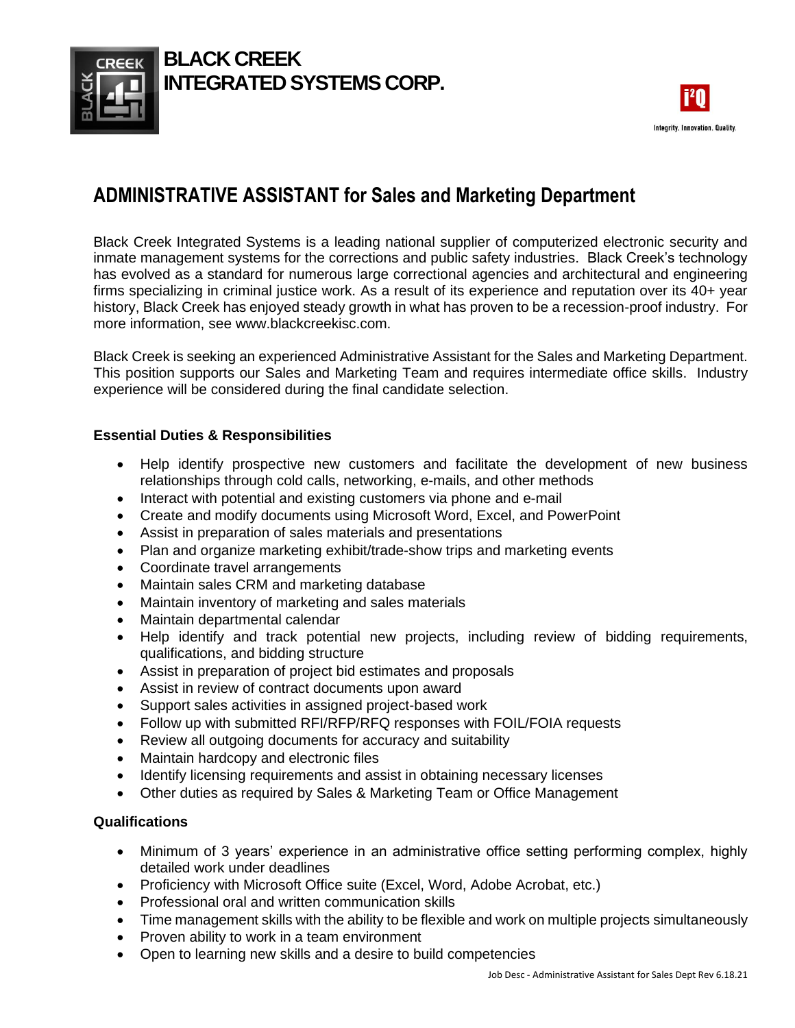# BLACK CREEK INTEGRATED SYSTEMS CORP.

Integrity. Innovation. Quality.

## ADMINISTRATIVE ASSISTANT for Sales and Marketing Department

Black Creek Integrated Systems is a leading national supplier of computerized electronic security and inmate management systems for the corrections and public safety industries. Black Creek's technology has evolved as a standard for numerous large correctional agencies and architectural and engineering firms specializing in criminal justice work. As a result of its experience and reputation over its 40+ year history, Black Creek has enjoyed steady growth in what has proven to be a recession-proof industry. For more information, see www.blackcreekisc.com.

Black Creek is seeking an experienced Administrative Assistant for the Sales and Marketing Department. This position supports our Sales and Marketing Team and requires intermediate office skills. Industry experience will be considered during the final candidate selection.

### Essential Duties & Responsibilities

- Help identify prospective new customers and facilitate the development of new business relationships through cold calls, networking, e-mails, and other methods
- Interact with potential and existing customers via phone and e-mail
- Create and modify documents using Microsoft Word, Excel, and PowerPoint
- Assist in preparation of sales materials and presentations
- Plan and organize marketing exhibit/trade-show trips and marketing events
- Coordinate travel arrangements
- Maintain sales CRM and marketing database
- Maintain inventory of marketing and sales materials
- Maintain departmental calendar
- Help identify and track potential new projects, including review of bidding requirements, qualifications, and bidding structure
- Assist in preparation of project bid estimates and proposals
- Assist in review of contract documents upon award
- Support sales activities in assigned project-based work
- Follow up with submitted RFI/RFP/RFQ responses with FOIL/FOIA requests
- Review all outgoing documents for accuracy and suitability
- Maintain hardcopy and electronic files
- Identify licensing requirements and assist in obtaining necessary licenses
- Other duties as required by Sales & Marketing Team or Office Management

### Qualifications

- Minimum of 3 years' experience in an administrative office setting performing complex, highly detailed work under deadlines
- Proficiency with Microsoft Office suite (Excel, Word, Adobe Acrobat, etc.)
- Professional oral and written communication skills
- Time management skills with the ability to be flexible and work on multiple projects simultaneously
- Proven ability to work in a team environment
- Open to learning new skills and a desire to build competencies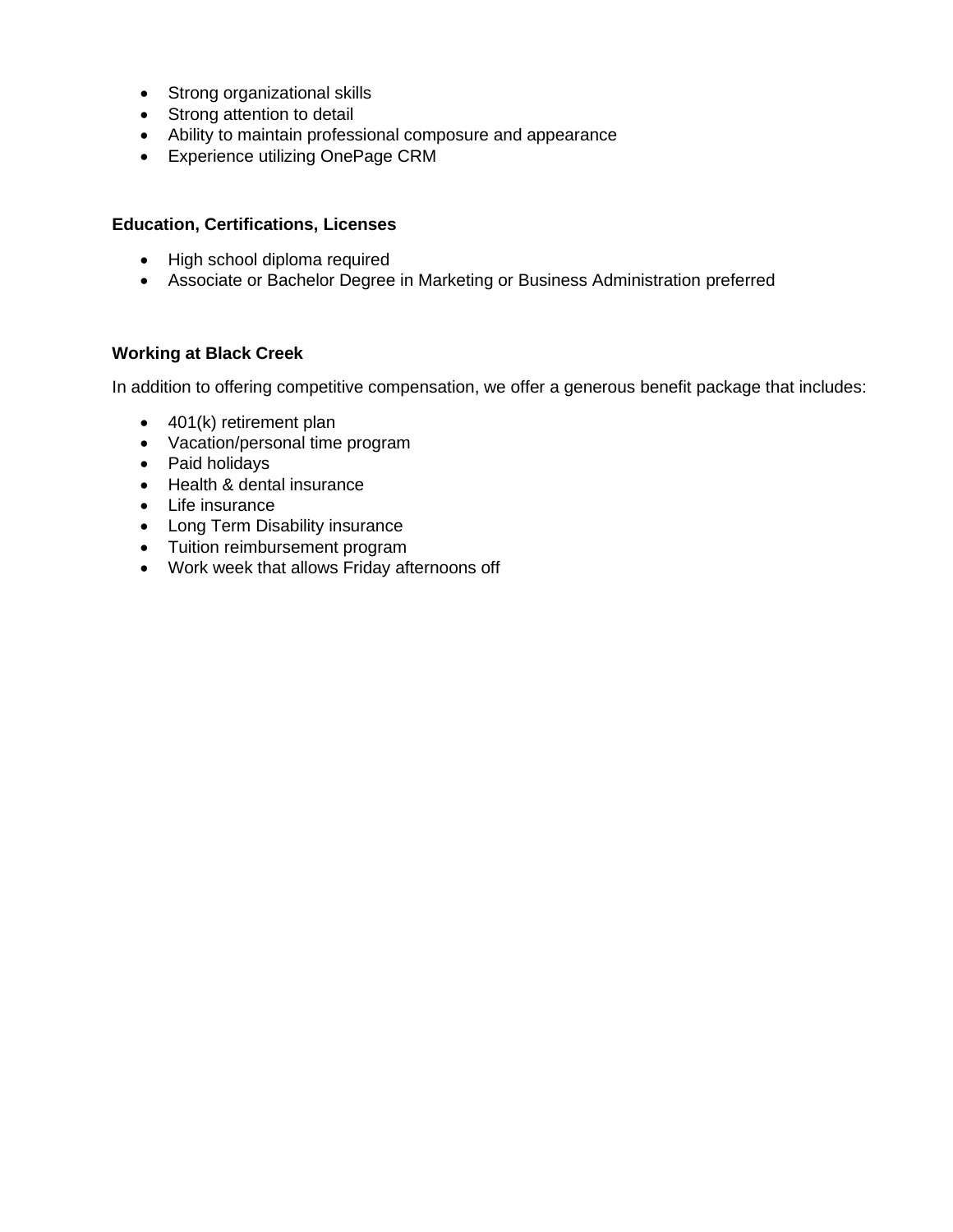- Strong organizational skills
- Strong attention to detail
- Ability to maintain professional composure and appearance
- Experience utilizing OnePage CRM

**Education, Certifications, Licenses**

- High school diploma required
- Associate or Bachelor Degree in Marketing or Business Administration preferred

**Working at Black Creek**

In addition to offering competitive compensation, we offer a generous benefit package that includes:

- 401(k) retirement plan
- Vacation/personal time program
- Paid holidays
- Health & dental insurance
- Life insurance
- Long Term Disability insurance
- Tuition reimbursement program
- Work week that allows Friday afternoons off